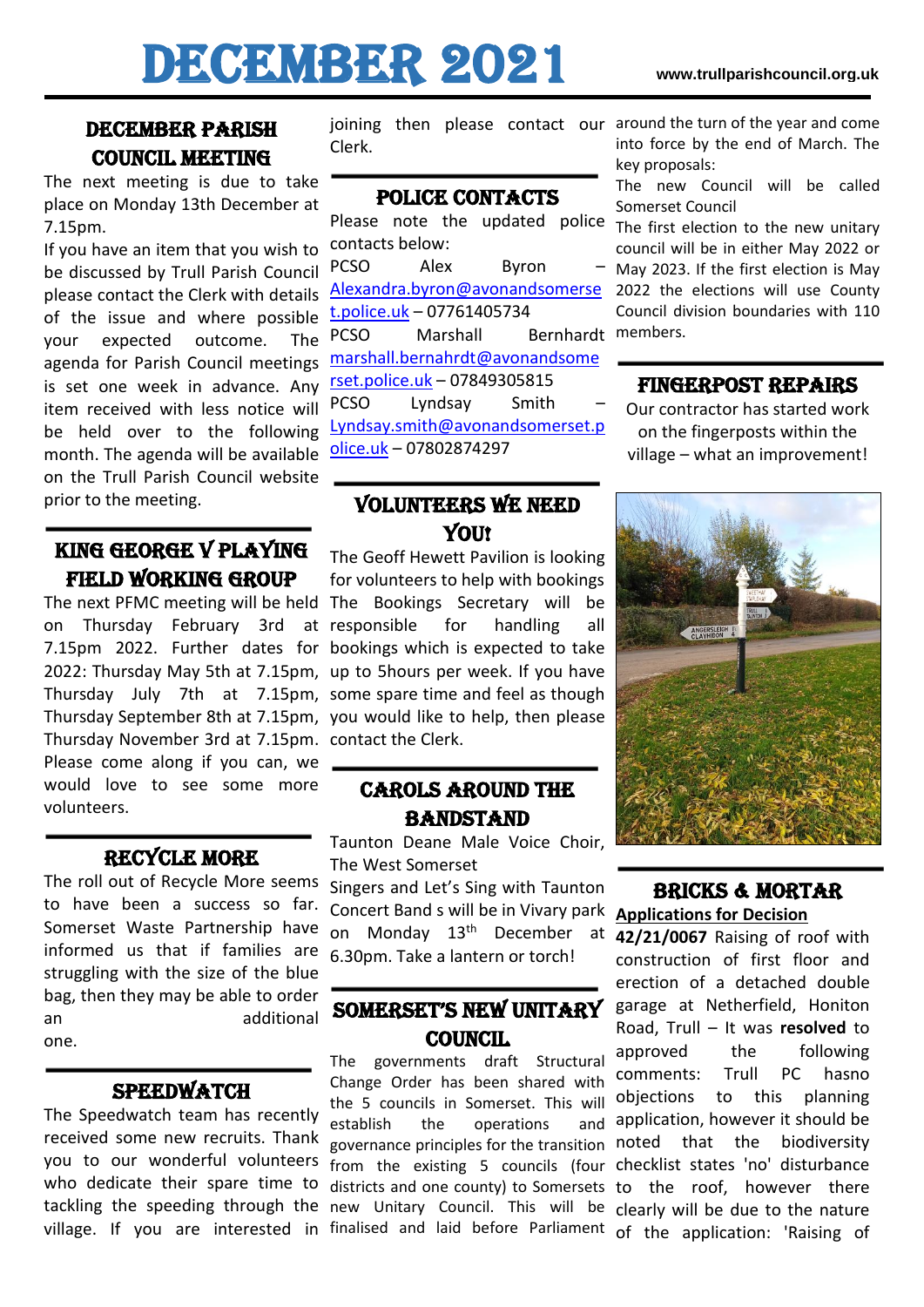# DECEMBER 2021

www.trullparishcouncil.org.uk

## DECEMBER PARISH COUNCIL MEETING

The next meeting is due to take place on Monday 13th December at 7.15pm.

If you have an item that you wish to be discussed by Trull Parish Council please contact the Clerk with details of the issue and where possible your expected outcome. The agenda for Parish Council meetings is set one week in advance. Any item received with less notice will be held over to the following month. The agenda will be available on the Trull Parish Council website prior to the meeting.

## KING GEORGE V PLAYING FIELD WORKING GROUP

The next PFMC meeting will be held on Thursday February 3rd at 7.15pm 2022. Further dates for 2022: Thursday May 5th at 7.15pm, Thursday July 7th at 7.15pm, Thursday September 8th at 7.15pm, Thursday November 3rd at 7.15pm. Please come along if you can, we would love to see some more volunteers.

## RECYCLE MORE

The roll out of Recycle More seems to have been a success so far. Somerset Waste Partnership have informed us that if families are struggling with the size of the blue bag, then they may be able to order an additional one.

## SPEEDWATCH

The Speedwatch team has recently received some new recruits. Thank you to our wonderful volunteers who dedicate their spare time to tackling the speeding through the village. If you are interested in joining then please contact our Clerk.

## POLICE CONTACTS

Please note the updated police contacts below:

PCSO Alex Byron – Alexandra.byron@avonandsomerset.police.uk – 07761405734

PCSO Marshall Bernhardt marshall.bernahrdt@avonandsomerset.police.uk – 07849305815

PCSO Lyndsay Smith – Lyndsay.smith@avonandsomerset.police.uk – 07802874297

## VOLUNTEERS WE NEED YOU!

The Geoff Hewett Pavilion is looking for volunteers to help with bookings The Bookings Secretary will be responsible for handling all bookings which is expected to take up to 5hours per week. If you have some spare time and feel as though you would like to help, then please contact the Clerk.

## CAROLS AROUND THE BANDSTAND

Taunton Deane Male Voice Choir, The West Somerset Singers and Let's Sing with Taunton Concert Band s will be in Vivary park on Monday 13th December at 6.30pm. Take a lantern or torch!

## SOMERSET'S NEW UNITARY COUNCIL

The governments draft Structural Change Order has been shared with the 5 councils in Somerset. This will establish the operations and governance principles for the transition from the existing 5 councils (four districts and one county) to Somersets new Unitary Council. This will be finalised and laid before Parliament around the turn of the year and come into force by the end of March. The key proposals:

The new Council will be called Somerset Council

The first election to the new unitary council will be in either May 2022 or May 2023. If the first election is May 2022 the elections will use County Council division boundaries with 110 members.

## FINGERPOST REPAIRS

Our contractor has started work on the fingerposts within the village – what an improvement!

## BRICKS & MORTAR

**Applications for Decision**

**42/21/0067** Raising of roof with construction of first floor and erection of a detached double garage at Netherfield, Honiton Road, Trull – It was **resolved** to approved the following comments: Trull PC hasno objections to this planning application, however it should be noted that the biodiversity checklist states 'no' disturbance to the roof, however there clearly will be due to the nature of the application: 'Raising of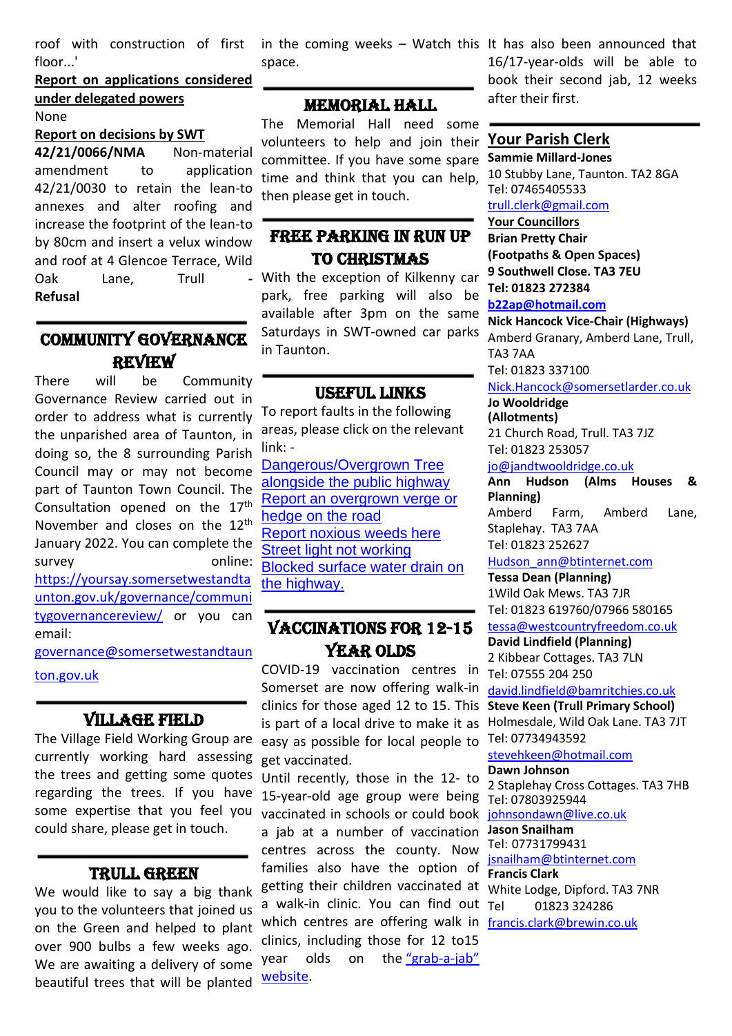roof with construction of first floor...'

**Report on applications considered under delegated powers**

None

**Report on decisions by SWT**

**42/21/0066/NMA** Non-material amendment to application 42/21/0030 to retain the lean-to annexes and alter roofing and increase the footprint of the lean-to by 80cm and insert a velux window and roof at 4 Glencoe Terrace, Wild Oak Lane, Trull - **Refusal**

## COMMUNITY GOVERNANCE REVIEW

There will be Community Governance Review carried out in order to address what is currently the unparished area of Taunton, in doing so, the 8 surrounding Parish Council may or may not become part of Taunton Town Council. The Consultation opened on the 17th November and closes on the 12th January 2022. You can complete the survey online: https://yoursay.somersetwestandtaunton.gov.uk/governance/communitygovernancereview/ or you can email: governance@somersetwestandtaunton.gov.uk

## VILLAGE FIELD

The Village Field Working Group are currently working hard assessing the trees and getting some quotes regarding the trees. If you have some expertise that you feel you could share, please get in touch.

## TRULL GREEN

We would like to say a big thank you to the volunteers that joined us on the Green and helped to plant over 900 bulbs a few weeks ago. We are awaiting a delivery of some beautiful trees that will be planted in the coming weeks – Watch this space.

## MEMORIAL HALL

The Memorial Hall need some volunteers to help and join their committee. If you have some spare time and think that you can help, then please get in touch.

## FREE PARKING IN RUN UP TO CHRISTMAS

With the exception of Kilkenny car park, free parking will also be available after 3pm on the same Saturdays in SWT-owned car parks in Taunton.

## USEFUL LINKS

To report faults in the following areas, please click on the relevant link: -

Dangerous/Overgrown Tree alongside the public highway
Report an overgrown verge or hedge on the road
Report noxious weeds here
Street light not working
Blocked surface water drain on the highway.

## VACCINATIONS FOR 12-15 YEAR OLDS

COVID-19 vaccination centres in Somerset are now offering walk-in clinics for those aged 12 to 15. This is part of a local drive to make it as easy as possible for local people to get vaccinated.

Until recently, those in the 12- to 15-year-old age group were being vaccinated in schools or could book a jab at a number of vaccination centres across the county. Now families also have the option of getting their children vaccinated at a walk-in clinic. You can find out which centres are offering walk in clinics, including those for 12 to15 year olds on the "grab-a-jab" website.

It has also been announced that 16/17-year-olds will be able to book their second jab, 12 weeks after their first.

## Your Parish Clerk

**Sammie Millard-Jones**
10 Stubby Lane, Taunton. TA2 8GA
Tel: 07465405533
trull.clerk@gmail.com

**Your Councillors**

**Brian Pretty Chair (Footpaths & Open Spaces)**
**9 Southwell Close. TA3 7EU**
**Tel: 01823 272384**
**b22ap@hotmail.com**

**Nick Hancock Vice-Chair (Highways)**
Amberd Granary, Amberd Lane, Trull, TA3 7AA
Tel: 01823 337100
Nick.Hancock@somersetlarder.co.uk

**Jo Wooldridge (Allotments)**
21 Church Road, Trull. TA3 7JZ
Tel: 01823 253057
jo@jandtwooldridge.co.uk

**Ann Hudson (Alms Houses & Planning)**
Amberd Farm, Amberd Lane, Staplehay. TA3 7AA
Tel: 01823 252627
Hudson_ann@btinternet.com

**Tessa Dean (Planning)**
1Wild Oak Mews. TA3 7JR
Tel: 01823 619760/07966 580165
tessa@westcountryfreedom.co.uk

**David Lindfield (Planning)**
2 Kibbear Cottages. TA3 7LN
Tel: 07555 204 250
david.lindfield@bamritchies.co.uk

**Steve Keen (Trull Primary School)**
Holmesdale, Wild Oak Lane. TA3 7JT
Tel: 07734943592
stevehkeen@hotmail.com

**Dawn Johnson**
2 Staplehay Cross Cottages. TA3 7HB
Tel: 07803925944
johnsondawn@live.co.uk

**Jason Snailham**
Tel: 07731799431
jsnailham@btinternet.com

**Francis Clark**
White Lodge, Dipford. TA3 7NR
Tel 01823 324286
francis.clark@brewin.co.uk